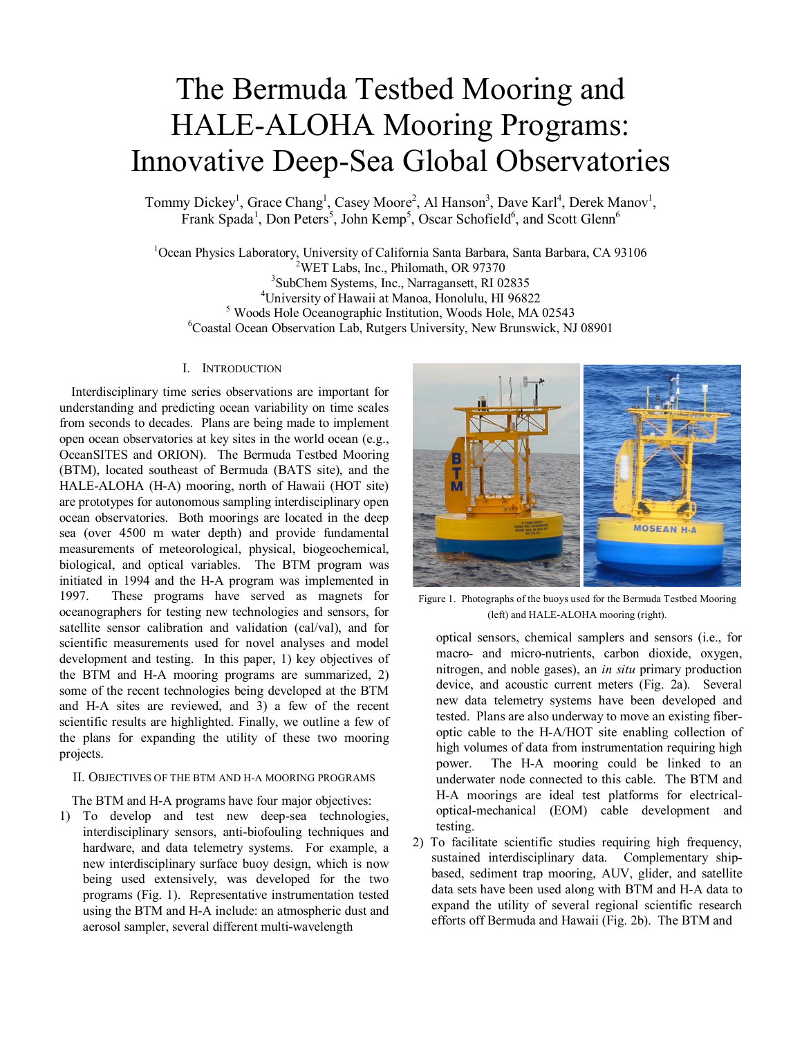# The Bermuda Testbed Mooring and HALE-ALOHA Mooring Programs: Innovative Deep-Sea Global Observatories

Tommy Dickey[1], Grace Chang[1], Casey Moore[2], Al Hanson[3], Dave Karl[4], Derek Manov[1], Frank Spada[1], Don Peters[5], John Kemp[5], Oscar Schofield[6], and Scott Glenn[6]

[1]Ocean Physics Laboratory, University of California Santa Barbara, Santa Barbara, CA 93106
[2]WET Labs, Inc., Philomath, OR 97370
[3]SubChem Systems, Inc., Narragansett, RI 02835
[4]University of Hawaii at Manoa, Honolulu, HI 96822
[5] Woods Hole Oceanographic Institution, Woods Hole, MA 02543
[6]Coastal Ocean Observation Lab, Rutgers University, New Brunswick, NJ 08901

## I. Introduction

Interdisciplinary time series observations are important for understanding and predicting ocean variability on time scales from seconds to decades. Plans are being made to implement open ocean observatories at key sites in the world ocean (e.g., OceanSITES and ORION). The Bermuda Testbed Mooring (BTM), located southeast of Bermuda (BATS site), and the HALE-ALOHA (H-A) mooring, north of Hawaii (HOT site) are prototypes for autonomous sampling interdisciplinary open ocean observatories. Both moorings are located in the deep sea (over 4500 m water depth) and provide fundamental measurements of meteorological, physical, biogeochemical, biological, and optical variables. The BTM program was initiated in 1994 and the H-A program was implemented in 1997. These programs have served as magnets for oceanographers for testing new technologies and sensors, for satellite sensor calibration and validation (cal/val), and for scientific measurements used for novel analyses and model development and testing. In this paper, 1) key objectives of the BTM and H-A mooring programs are summarized, 2) some of the recent technologies being developed at the BTM and H-A sites are reviewed, and 3) a few of the recent scientific results are highlighted. Finally, we outline a few of the plans for expanding the utility of these two mooring projects.

## II. Objectives of the BTM and H-A Mooring Programs

The BTM and H-A programs have four major objectives:

1) To develop and test new deep-sea technologies, interdisciplinary sensors, anti-biofouling techniques and hardware, and data telemetry systems. For example, a new interdisciplinary surface buoy design, which is now being used extensively, was developed for the two programs (Fig. 1). Representative instrumentation tested using the BTM and H-A include: an atmospheric dust and aerosol sampler, several different multi-wavelength optical sensors, chemical samplers and sensors (i.e., for macro- and micro-nutrients, carbon dioxide, oxygen, nitrogen, and noble gases), an *in situ* primary production device, and acoustic current meters (Fig. 2a). Several new data telemetry systems have been developed and tested. Plans are also underway to move an existing fiber-optic cable to the H-A/HOT site enabling collection of high volumes of data from instrumentation requiring high power. The H-A mooring could be linked to an underwater node connected to this cable. The BTM and H-A moorings are ideal test platforms for electrical-optical-mechanical (EOM) cable development and testing.

Figure 1. Photographs of the buoys used for the Bermuda Testbed Mooring (left) and HALE-ALOHA mooring (right).

2) To facilitate scientific studies requiring high frequency, sustained interdisciplinary data. Complementary ship-based, sediment trap mooring, AUV, glider, and satellite data sets have been used along with BTM and H-A data to expand the utility of several regional scientific research efforts off Bermuda and Hawaii (Fig. 2b). The BTM and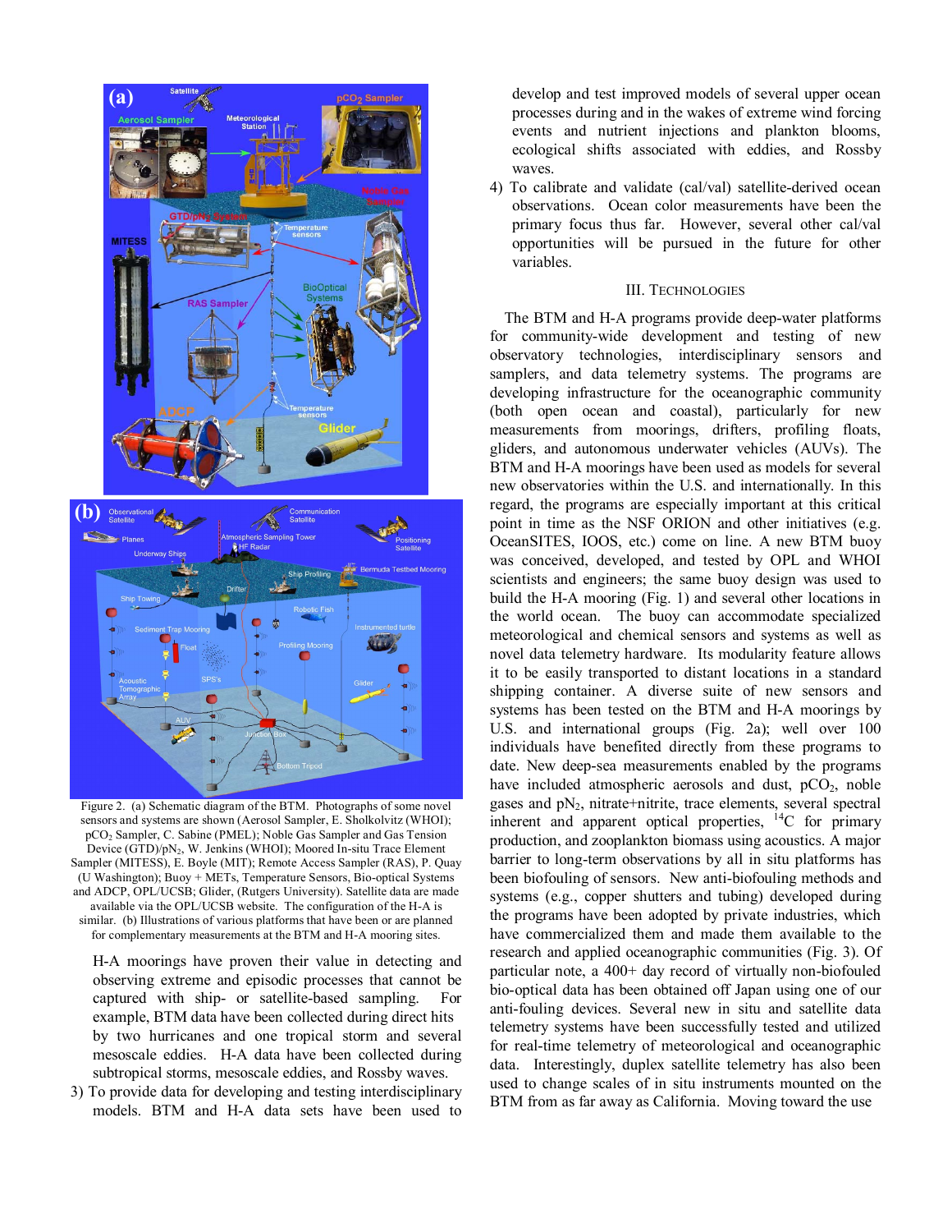(a)

Satellite

Aerosol Sampler

Meteorological Station

$pCO_2$ Sampler

Noble Gas Sampler

GTD/$pN_2$ System

Temperature sensors

MITESS

BioOptical Systems

RAS Sampler

ADCP

Temperature sensors

Glider

(b)

Observational Satellite

Communication Satellite

Positioning Satellite

Planes

Atmospheric Sampling Tower

HF Radar

Underway Ships

Ship Profiling

Bermuda Testbed Mooring

Ship Towing

Drifter

Robotic Fish

Sediment Trap Mooring

Float

Instrumented turtle

Profiling Mooring

Acoustic Tomographic Array

SPS's

Glider

AUV

Junction Box

Bottom Tripod

Figure 2. (a) Schematic diagram of the BTM. Photographs of some novel sensors and systems are shown (Aerosol Sampler, E. Sholkolvitz (WHOI); $pCO_2$ Sampler, C. Sabine (PMEL); Noble Gas Sampler and Gas Tension Device (GTD)/$pN_2$, W. Jenkins (WHOI); Moored In-situ Trace Element Sampler (MITESS), E. Boyle (MIT); Remote Access Sampler (RAS), P. Quay (U Washington); Buoy + METs, Temperature Sensors, Bio-optical Systems and ADCP, OPL/UCSB; Glider, (Rutgers University). Satellite data are made available via the OPL/UCSB website. The configuration of the H-A is similar. (b) Illustrations of various platforms that have been or are planned for complementary measurements at the BTM and H-A mooring sites.

H-A moorings have proven their value in detecting and observing extreme and episodic processes that cannot be captured with ship- or satellite-based sampling. For example, BTM data have been collected during direct hits by two hurricanes and one tropical storm and several mesoscale eddies. H-A data have been collected during subtropical storms, mesoscale eddies, and Rossby waves.

3) To provide data for developing and testing interdisciplinary models. BTM and H-A data sets have been used to develop and test improved models of several upper ocean processes during and in the wakes of extreme wind forcing events and nutrient injections and plankton blooms, ecological shifts associated with eddies, and Rossby waves.

4) To calibrate and validate (cal/val) satellite-derived ocean observations. Ocean color measurements have been the primary focus thus far. However, several other cal/val opportunities will be pursued in the future for other variables.

## III. Technologies

The BTM and H-A programs provide deep-water platforms for community-wide development and testing of new observatory technologies, interdisciplinary sensors and samplers, and data telemetry systems. The programs are developing infrastructure for the oceanographic community (both open ocean and coastal), particularly for new measurements from moorings, drifters, profiling floats, gliders, and autonomous underwater vehicles (AUVs). The BTM and H-A moorings have been used as models for several new observatories within the U.S. and internationally. In this regard, the programs are especially important at this critical point in time as the NSF ORION and other initiatives (e.g. OceanSITES, IOOS, etc.) come on line. A new BTM buoy was conceived, developed, and tested by OPL and WHOI scientists and engineers; the same buoy design was used to build the H-A mooring (Fig. 1) and several other locations in the world ocean. The buoy can accommodate specialized meteorological and chemical sensors and systems as well as novel data telemetry hardware. Its modularity feature allows it to be easily transported to distant locations in a standard shipping container. A diverse suite of new sensors and systems has been tested on the BTM and H-A moorings by U.S. and international groups (Fig. 2a); well over 100 individuals have benefited directly from these programs to date. New deep-sea measurements enabled by the programs have included atmospheric aerosols and dust, $pCO_2$, noble gases and $pN_2$, nitrate+nitrite, trace elements, several spectral inherent and apparent optical properties, $^{14}C$ for primary production, and zooplankton biomass using acoustics. A major barrier to long-term observations by all in situ platforms has been biofouling of sensors. New anti-biofouling methods and systems (e.g., copper shutters and tubing) developed during the programs have been adopted by private industries, which have commercialized them and made them available to the research and applied oceanographic communities (Fig. 3). Of particular note, a 400+ day record of virtually non-biofouled bio-optical data has been obtained off Japan using one of our anti-fouling devices. Several new in situ and satellite data telemetry systems have been successfully tested and utilized for real-time telemetry of meteorological and oceanographic data. Interestingly, duplex satellite telemetry has also been used to change scales of in situ instruments mounted on the BTM from as far away as California. Moving toward the use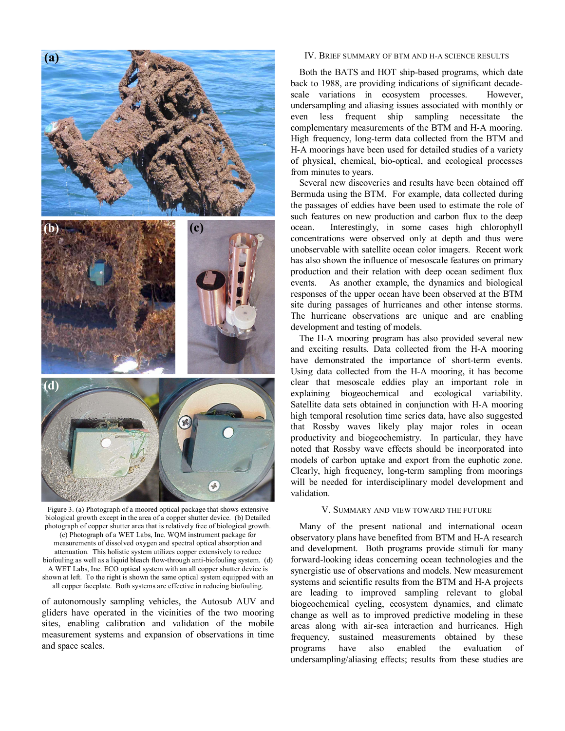Figure 3. (a) Photograph of a moored optical package that shows extensive biological growth except in the area of a copper shutter device. (b) Detailed photograph of copper shutter area that is relatively free of biological growth. (c) Photograph of a WET Labs, Inc. WQM instrument package for measurements of dissolved oxygen and spectral optical absorption and attenuation. This holistic system utilizes copper extensively to reduce biofouling as well as a liquid bleach flow-through anti-biofouling system. (d) A WET Labs, Inc. ECO optical system with an all copper shutter device is shown at left. To the right is shown the same optical system equipped with an all copper faceplate. Both systems are effective in reducing biofouling.

of autonomously sampling vehicles, the Autosub AUV and gliders have operated in the vicinities of the two mooring sites, enabling calibration and validation of the mobile measurement systems and expansion of observations in time and space scales.

## IV. Brief Summary of BTM and H-A Science Results

Both the BATS and HOT ship-based programs, which date back to 1988, are providing indications of significant decade-scale variations in ecosystem processes. However, undersampling and aliasing issues associated with monthly or even less frequent ship sampling necessitate the complementary measurements of the BTM and H-A mooring. High frequency, long-term data collected from the BTM and H-A moorings have been used for detailed studies of a variety of physical, chemical, bio-optical, and ecological processes from minutes to years.

Several new discoveries and results have been obtained off Bermuda using the BTM. For example, data collected during the passages of eddies have been used to estimate the role of such features on new production and carbon flux to the deep ocean. Interestingly, in some cases high chlorophyll concentrations were observed only at depth and thus were unobservable with satellite ocean color imagers. Recent work has also shown the influence of mesoscale features on primary production and their relation with deep ocean sediment flux events. As another example, the dynamics and biological responses of the upper ocean have been observed at the BTM site during passages of hurricanes and other intense storms. The hurricane observations are unique and are enabling development and testing of models.

The H-A mooring program has also provided several new and exciting results. Data collected from the H-A mooring have demonstrated the importance of short-term events. Using data collected from the H-A mooring, it has become clear that mesoscale eddies play an important role in explaining biogeochemical and ecological variability. Satellite data sets obtained in conjunction with H-A mooring high temporal resolution time series data, have also suggested that Rossby waves likely play major roles in ocean productivity and biogeochemistry. In particular, they have noted that Rossby wave effects should be incorporated into models of carbon uptake and export from the euphotic zone. Clearly, high frequency, long-term sampling from moorings will be needed for interdisciplinary model development and validation.

## V. Summary and View Toward the Future

Many of the present national and international ocean observatory plans have benefited from BTM and H-A research and development. Both programs provide stimuli for many forward-looking ideas concerning ocean technologies and the synergistic use of observations and models. New measurement systems and scientific results from the BTM and H-A projects are leading to improved sampling relevant to global biogeochemical cycling, ecosystem dynamics, and climate change as well as to improved predictive modeling in these areas along with air-sea interaction and hurricanes. High frequency, sustained measurements obtained by these programs have also enabled the evaluation of undersampling/aliasing effects; results from these studies are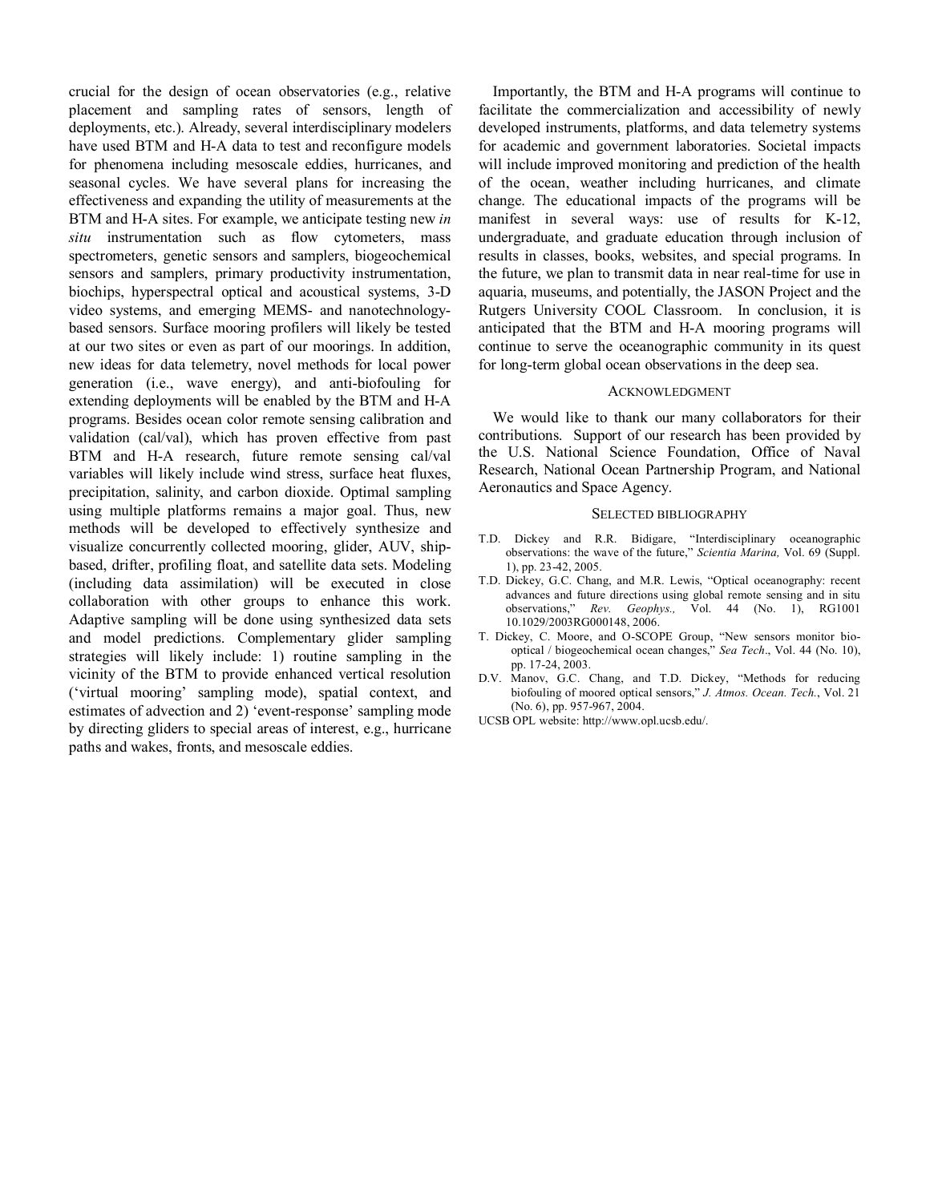crucial for the design of ocean observatories (e.g., relative placement and sampling rates of sensors, length of deployments, etc.). Already, several interdisciplinary modelers have used BTM and H-A data to test and reconfigure models for phenomena including mesoscale eddies, hurricanes, and seasonal cycles. We have several plans for increasing the effectiveness and expanding the utility of measurements at the BTM and H-A sites. For example, we anticipate testing new *in situ* instrumentation such as flow cytometers, mass spectrometers, genetic sensors and samplers, biogeochemical sensors and samplers, primary productivity instrumentation, biochips, hyperspectral optical and acoustical systems, 3-D video systems, and emerging MEMS- and nanotechnology-based sensors. Surface mooring profilers will likely be tested at our two sites or even as part of our moorings. In addition, new ideas for data telemetry, novel methods for local power generation (i.e., wave energy), and anti-biofouling for extending deployments will be enabled by the BTM and H-A programs. Besides ocean color remote sensing calibration and validation (cal/val), which has proven effective from past BTM and H-A research, future remote sensing cal/val variables will likely include wind stress, surface heat fluxes, precipitation, salinity, and carbon dioxide. Optimal sampling using multiple platforms remains a major goal. Thus, new methods will be developed to effectively synthesize and visualize concurrently collected mooring, glider, AUV, ship-based, drifter, profiling float, and satellite data sets. Modeling (including data assimilation) will be executed in close collaboration with other groups to enhance this work. Adaptive sampling will be done using synthesized data sets and model predictions. Complementary glider sampling strategies will likely include: 1) routine sampling in the vicinity of the BTM to provide enhanced vertical resolution ('virtual mooring' sampling mode), spatial context, and estimates of advection and 2) 'event-response' sampling mode by directing gliders to special areas of interest, e.g., hurricane paths and wakes, fronts, and mesoscale eddies.

Importantly, the BTM and H-A programs will continue to facilitate the commercialization and accessibility of newly developed instruments, platforms, and data telemetry systems for academic and government laboratories. Societal impacts will include improved monitoring and prediction of the health of the ocean, weather including hurricanes, and climate change. The educational impacts of the programs will be manifest in several ways: use of results for K-12, undergraduate, and graduate education through inclusion of results in classes, books, websites, and special programs. In the future, we plan to transmit data in near real-time for use in aquaria, museums, and potentially, the JASON Project and the Rutgers University COOL Classroom. In conclusion, it is anticipated that the BTM and H-A mooring programs will continue to serve the oceanographic community in its quest for long-term global ocean observations in the deep sea.

## Acknowledgment

We would like to thank our many collaborators for their contributions. Support of our research has been provided by the U.S. National Science Foundation, Office of Naval Research, National Ocean Partnership Program, and National Aeronautics and Space Agency.

## Selected Bibliography

T.D. Dickey and R.R. Bidigare, "Interdisciplinary oceanographic observations: the wave of the future," *Scientia Marina,* Vol. 69 (Suppl. 1), pp. 23-42, 2005.

T.D. Dickey, G.C. Chang, and M.R. Lewis, "Optical oceanography: recent advances and future directions using global remote sensing and in situ observations," *Rev. Geophys.,* Vol. 44 (No. 1), RG1001 10.1029/2003RG000148, 2006.

T. Dickey, C. Moore, and O-SCOPE Group, "New sensors monitor bio-optical / biogeochemical ocean changes," *Sea Tech*., Vol. 44 (No. 10), pp. 17-24, 2003.

D.V. Manov, G.C. Chang, and T.D. Dickey, "Methods for reducing biofouling of moored optical sensors," *J. Atmos. Ocean. Tech.*, Vol. 21 (No. 6), pp. 957-967, 2004.

UCSB OPL website: http://www.opl.ucsb.edu/.